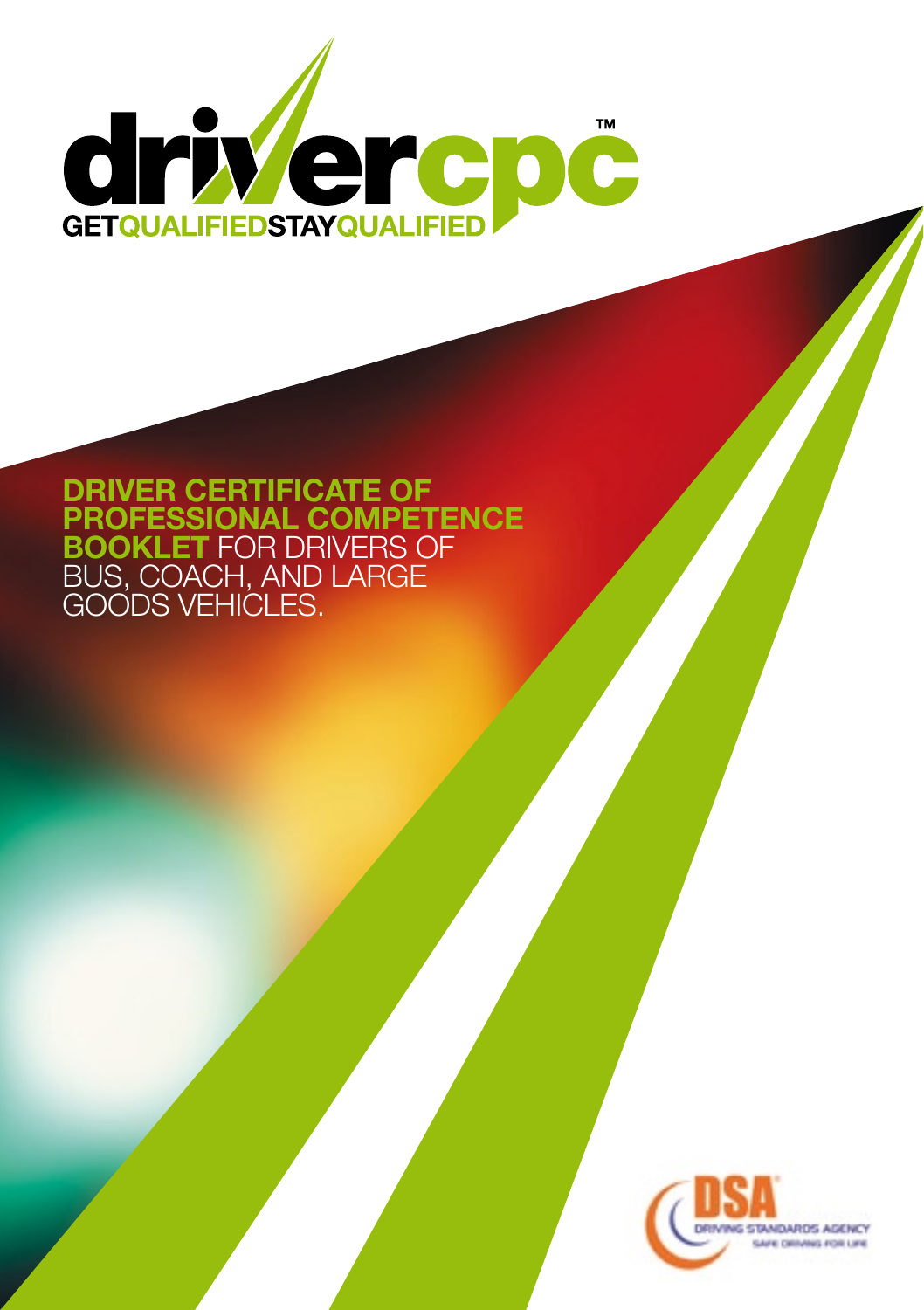# drivercpc™

**GETQUALIFIEDSTAYQUALIFIED**

## DRIVER CERTIFICATE OF PROFESSIONAL COMPETENCE BOOKLET FOR DRIVERS OF BUS, COACH, AND LARGE GOODS VEHICLES.

DSA DRIVING STANDARDS AGENCY SAFE DRIVING FOR LIFE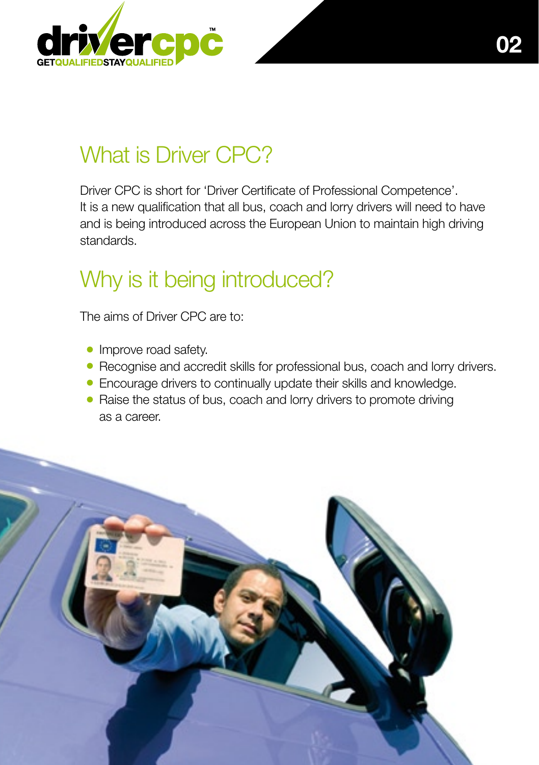# What is Driver CPC?

Driver CPC is short for 'Driver Certificate of Professional Competence'. It is a new qualification that all bus, coach and lorry drivers will need to have and is being introduced across the European Union to maintain high driving standards.

# Why is it being introduced?

The aims of Driver CPC are to:

- Improve road safety.
- Recognise and accredit skills for professional bus, coach and lorry drivers.
- Encourage drivers to continually update their skills and knowledge.
- Raise the status of bus, coach and lorry drivers to promote driving as a career.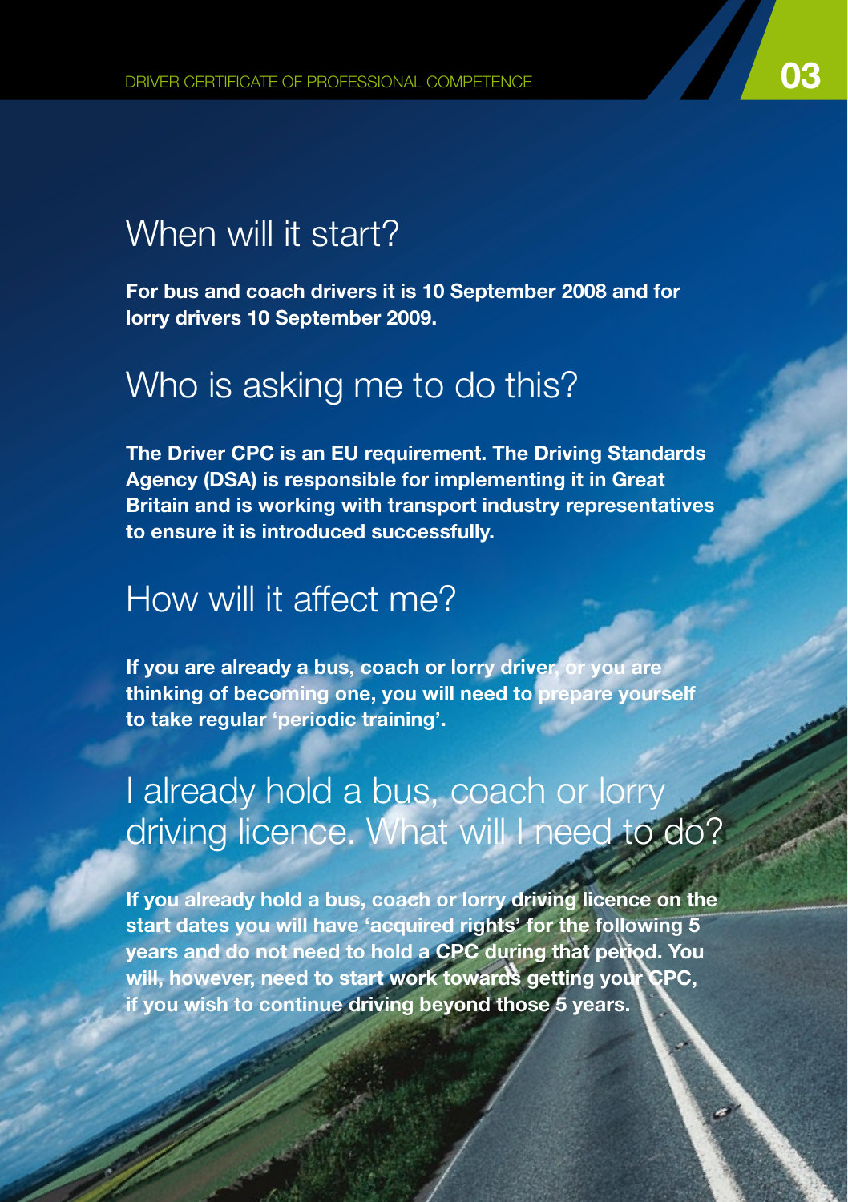## When will it start?

**For bus and coach drivers it is 10 September 2008 and for lorry drivers 10 September 2009.**

## Who is asking me to do this?

**The Driver CPC is an EU requirement. The Driving Standards Agency (DSA) is responsible for implementing it in Great Britain and is working with transport industry representatives to ensure it is introduced successfully.**

## How will it affect me?

**If you are already a bus, coach or lorry driver, or you are thinking of becoming one, you will need to prepare yourself to take regular 'periodic training'.**

## I already hold a bus, coach or lorry driving licence. What will I need to do?

**If you already hold a bus, coach or lorry driving licence on the start dates you will have 'acquired rights' for the following 5 years and do not need to hold a CPC during that period. You will, however, need to start work towards getting your CPC, if you wish to continue driving beyond those 5 years.**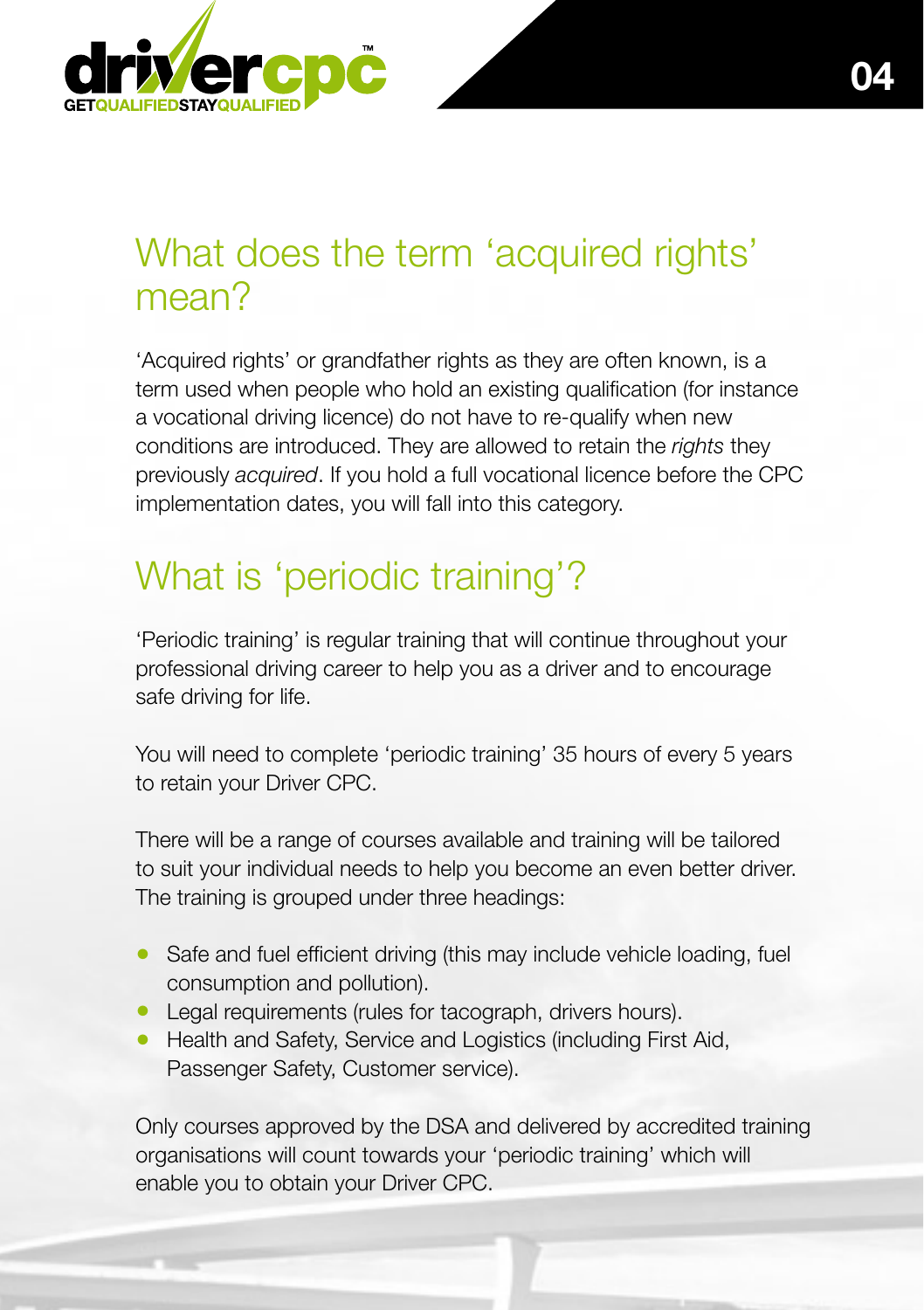## What does the term 'acquired rights' mean?

'Acquired rights' or grandfather rights as they are often known, is a term used when people who hold an existing qualification (for instance a vocational driving licence) do not have to re-qualify when new conditions are introduced. They are allowed to retain the *rights* they previously *acquired*. If you hold a full vocational licence before the CPC implementation dates, you will fall into this category.

## What is 'periodic training'?

'Periodic training' is regular training that will continue throughout your professional driving career to help you as a driver and to encourage safe driving for life.

You will need to complete 'periodic training' 35 hours of every 5 years to retain your Driver CPC.

There will be a range of courses available and training will be tailored to suit your individual needs to help you become an even better driver. The training is grouped under three headings:

- Safe and fuel efficient driving (this may include vehicle loading, fuel consumption and pollution).
- Legal requirements (rules for tacograph, drivers hours).
- Health and Safety, Service and Logistics (including First Aid, Passenger Safety, Customer service).

Only courses approved by the DSA and delivered by accredited training organisations will count towards your 'periodic training' which will enable you to obtain your Driver CPC.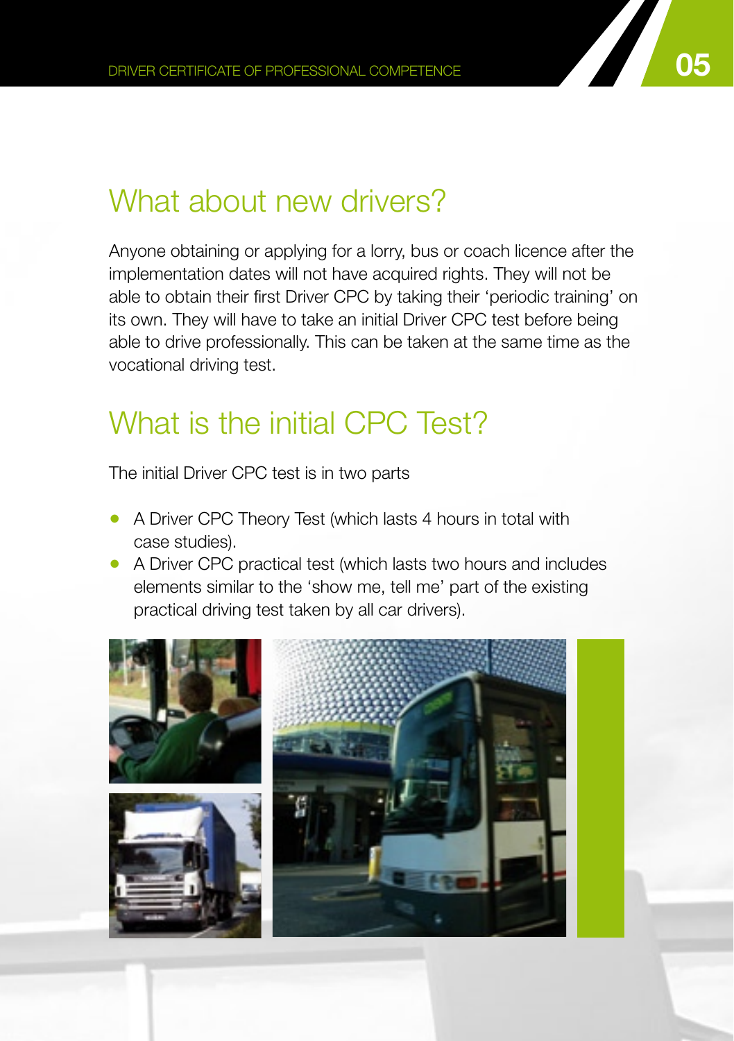## What about new drivers?

Anyone obtaining or applying for a lorry, bus or coach licence after the implementation dates will not have acquired rights. They will not be able to obtain their first Driver CPC by taking their 'periodic training' on its own. They will have to take an initial Driver CPC test before being able to drive professionally. This can be taken at the same time as the vocational driving test.

## What is the initial CPC Test?

The initial Driver CPC test is in two parts

- A Driver CPC Theory Test (which lasts 4 hours in total with case studies).
- A Driver CPC practical test (which lasts two hours and includes elements similar to the 'show me, tell me' part of the existing practical driving test taken by all car drivers).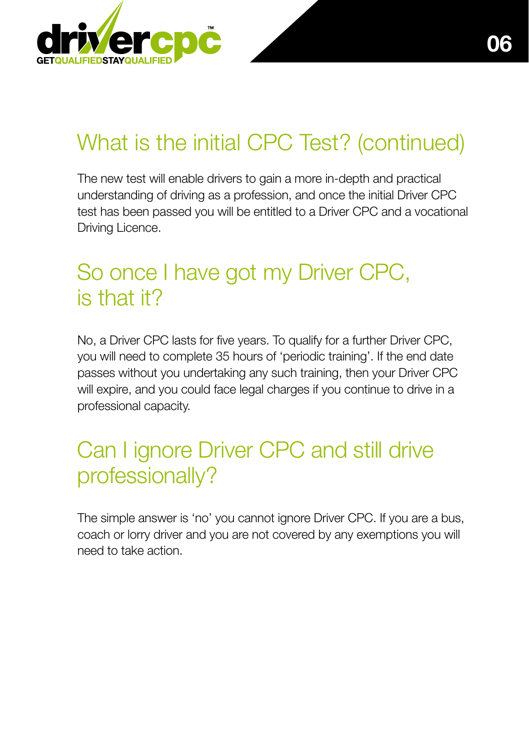## What is the initial CPC Test? (continued)

The new test will enable drivers to gain a more in-depth and practical understanding of driving as a profession, and once the initial Driver CPC test has been passed you will be entitled to a Driver CPC and a vocational Driving Licence.

## So once I have got my Driver CPC, is that it?

No, a Driver CPC lasts for five years. To qualify for a further Driver CPC, you will need to complete 35 hours of 'periodic training'. If the end date passes without you undertaking any such training, then your Driver CPC will expire, and you could face legal charges if you continue to drive in a professional capacity.

## Can I ignore Driver CPC and still drive professionally?

The simple answer is 'no' you cannot ignore Driver CPC. If you are a bus, coach or lorry driver and you are not covered by any exemptions you will need to take action.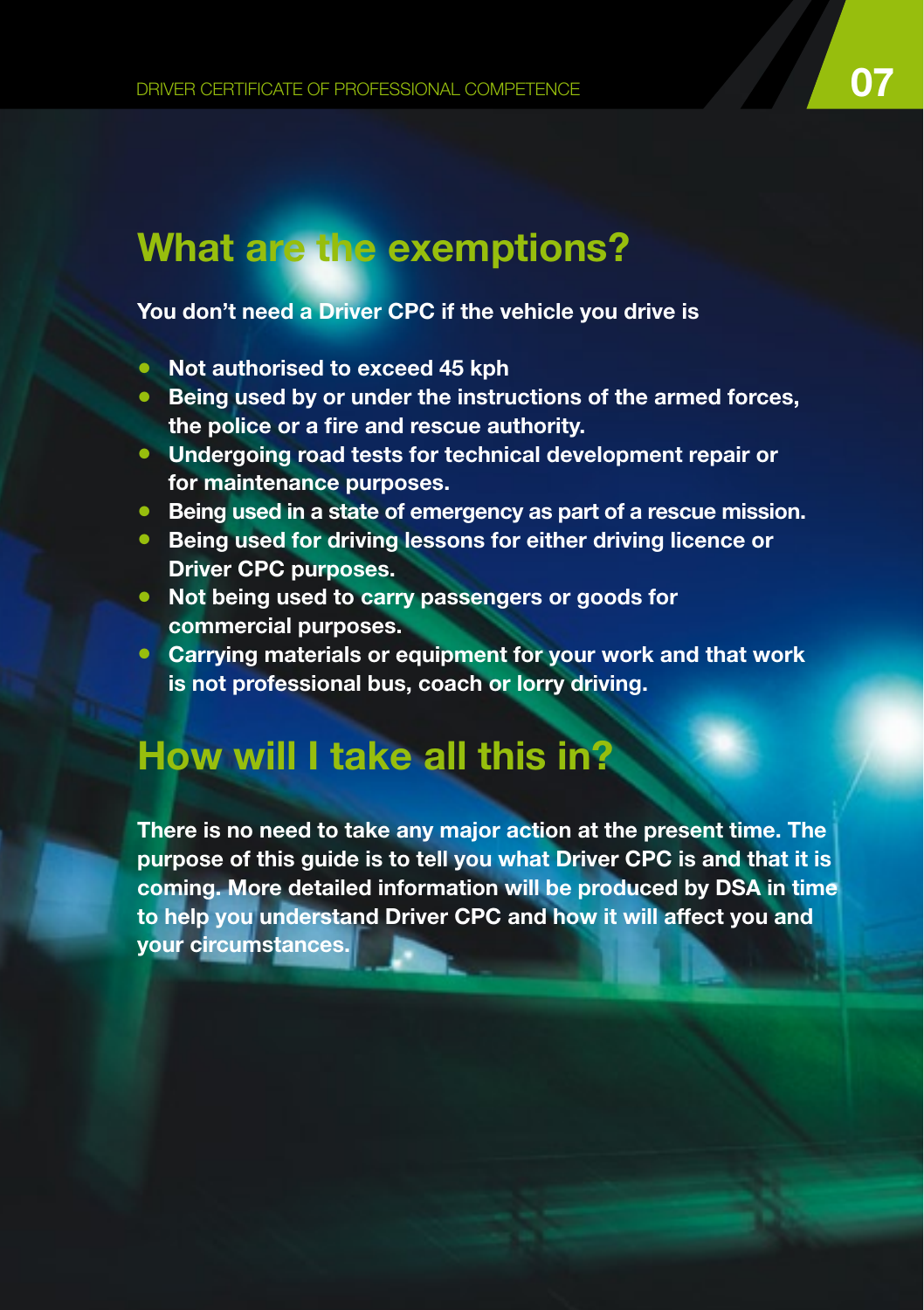## What are the exemptions?

**You don't need a Driver CPC if the vehicle you drive is**

- **Not authorised to exceed 45 kph**
- **Being used by or under the instructions of the armed forces, the police or a fire and rescue authority.**
- **Undergoing road tests for technical development repair or for maintenance purposes.**
- **Being used in a state of emergency as part of a rescue mission.**
- **Being used for driving lessons for either driving licence or Driver CPC purposes.**
- **Not being used to carry passengers or goods for commercial purposes.**
- **Carrying materials or equipment for your work and that work is not professional bus, coach or lorry driving.**

## How will I take all this in?

**There is no need to take any major action at the present time. The purpose of this guide is to tell you what Driver CPC is and that it is coming. More detailed information will be produced by DSA in time to help you understand Driver CPC and how it will affect you and your circumstances.**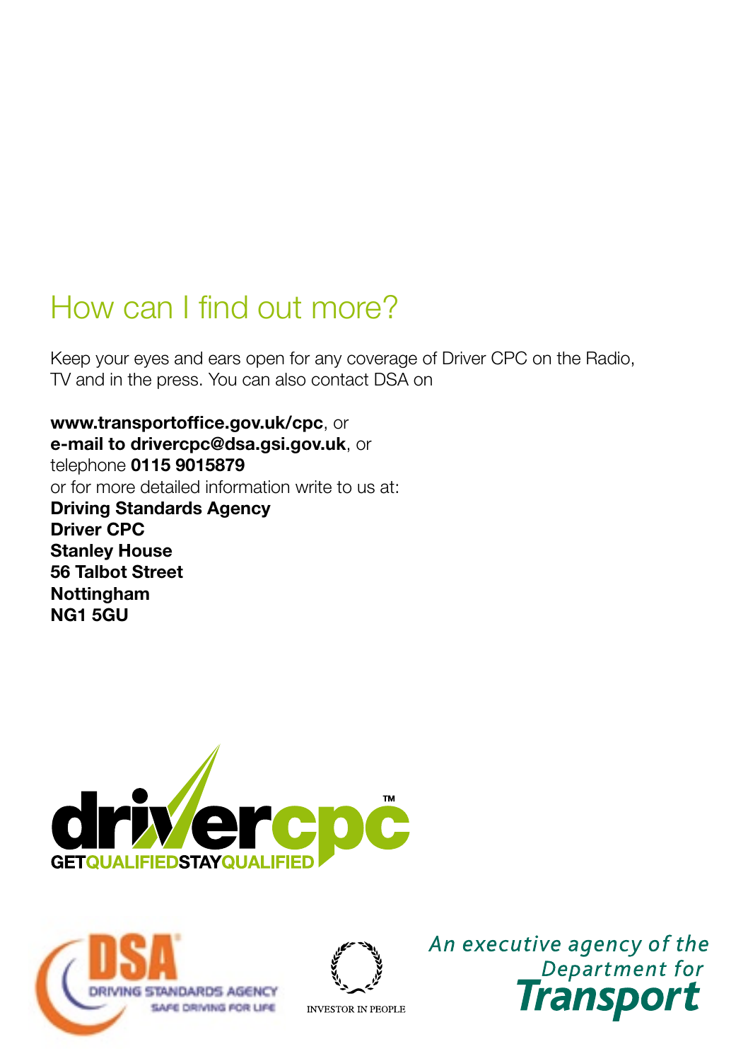## How can I find out more?

Keep your eyes and ears open for any coverage of Driver CPC on the Radio, TV and in the press. You can also contact DSA on

**www.transportoffice.gov.uk/cpc**, or
**e-mail to drivercpc@dsa.gsi.gov.uk**, or
telephone **0115 9015879**
or for more detailed information write to us at:
**Driving Standards Agency**
**Driver CPC**
**Stanley House**
**56 Talbot Street**
**Nottingham**
**NG1 5GU**

drivercpc™
GETQUALIFIEDSTAYQUALIFIED

DSA DRIVING STANDARDS AGENCY SAFE DRIVING FOR LIFE

INVESTOR IN PEOPLE

*An executive agency of the Department for* **Transport**